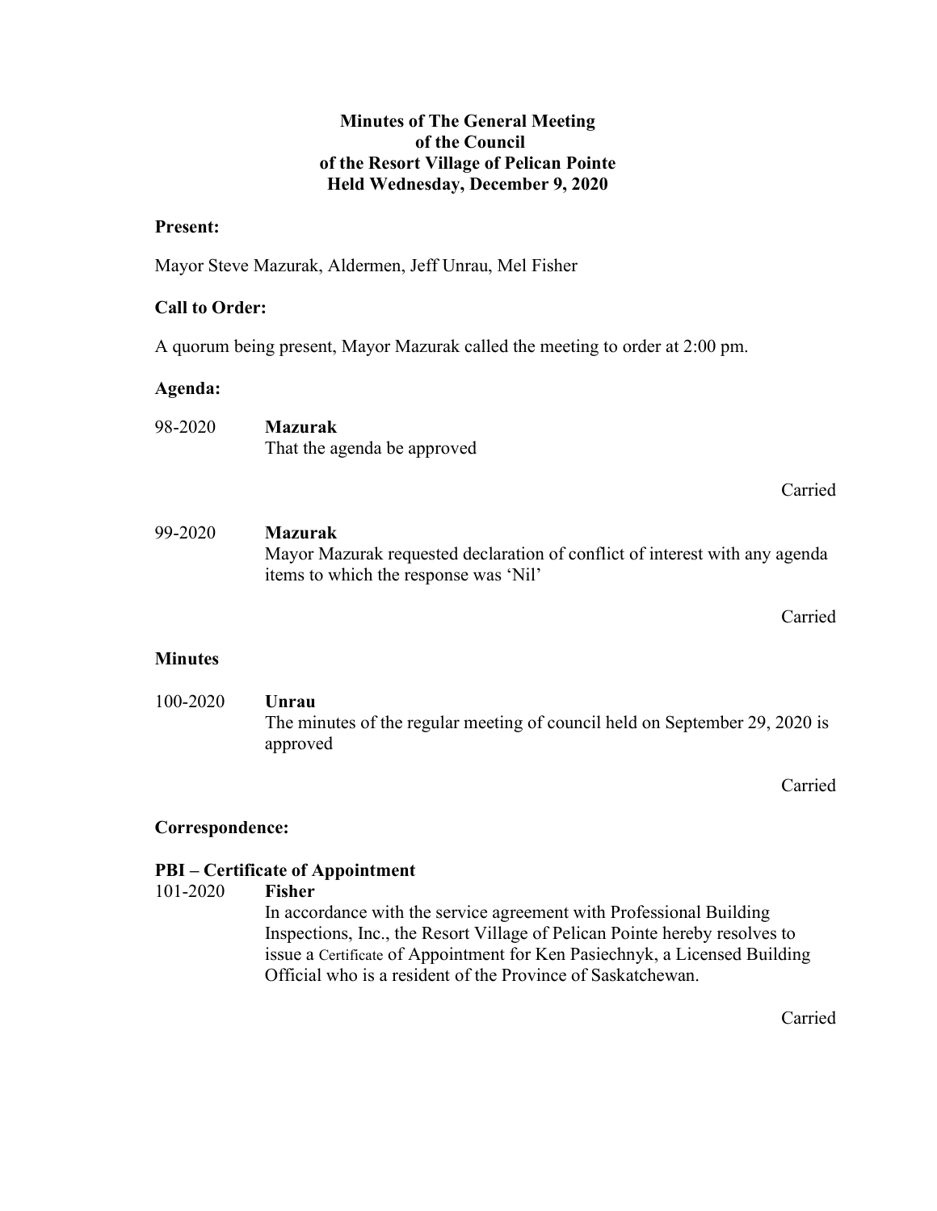**Minutes of The General Meeting**
**of the Council**
**of the Resort Village of Pelican Pointe**
**Held Wednesday, December 9, 2020**

**Present:**

Mayor Steve Mazurak, Aldermen, Jeff Unrau, Mel Fisher

**Call to Order:**

A quorum being present, Mayor Mazurak called the meeting to order at 2:00 pm.

**Agenda:**

98-2020 **Mazurak**
That the agenda be approved

Carried

99-2020 **Mazurak**
Mayor Mazurak requested declaration of conflict of interest with any agenda items to which the response was 'Nil'

Carried

**Minutes**

100-2020 **Unrau**
The minutes of the regular meeting of council held on September 29, 2020 is approved

Carried

**Correspondence:**

**PBI – Certificate of Appointment**

101-2020 **Fisher**
In accordance with the service agreement with Professional Building Inspections, Inc., the Resort Village of Pelican Pointe hereby resolves to issue a Certificate of Appointment for Ken Pasiechnyk, a Licensed Building Official who is a resident of the Province of Saskatchewan.

Carried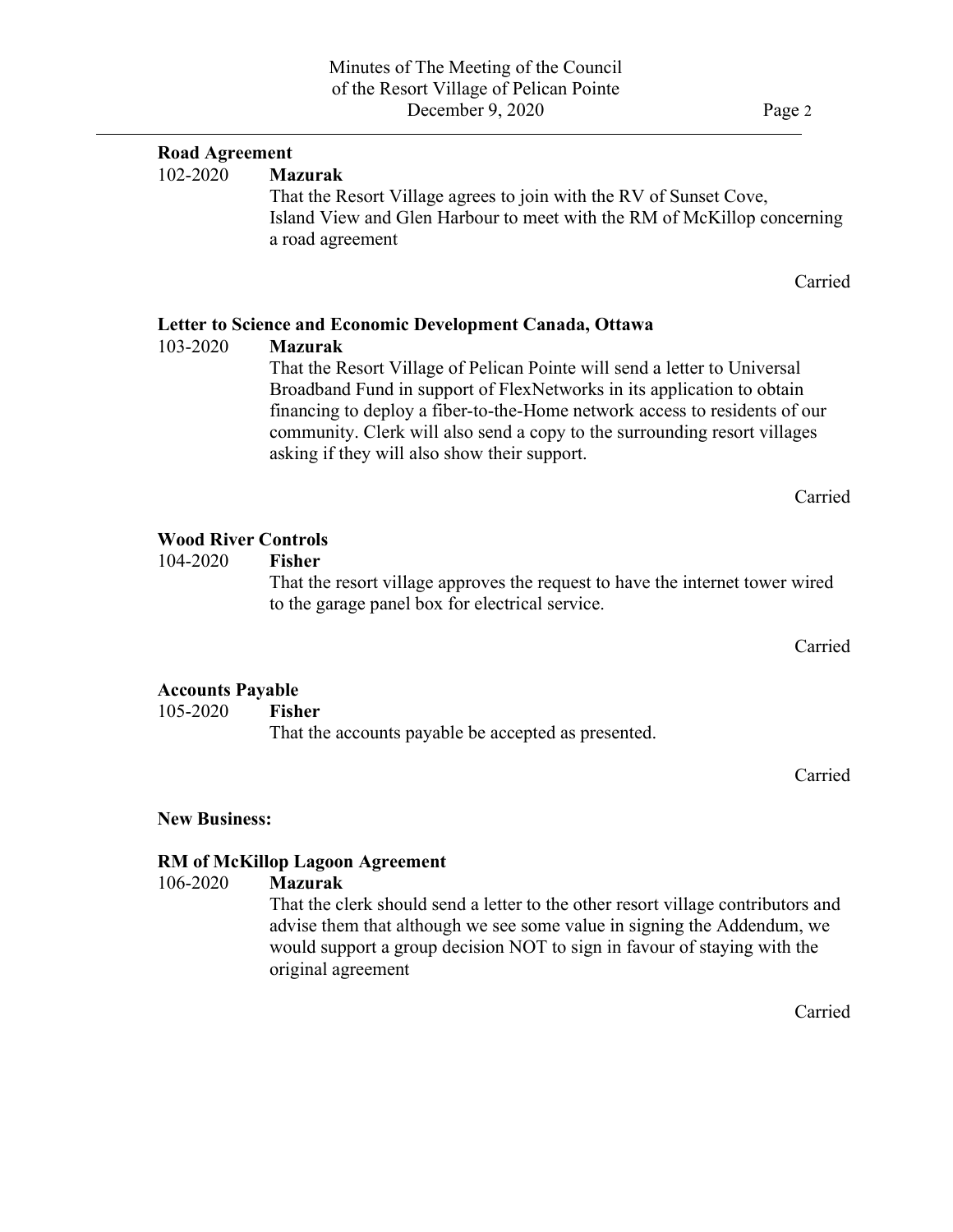**Road Agreement**

102-2020 **Mazurak**

That the Resort Village agrees to join with the RV of Sunset Cove, Island View and Glen Harbour to meet with the RM of McKillop concerning a road agreement

Carried

**Letter to Science and Economic Development Canada, Ottawa**

103-2020 **Mazurak**

That the Resort Village of Pelican Pointe will send a letter to Universal Broadband Fund in support of FlexNetworks in its application to obtain financing to deploy a fiber-to-the-Home network access to residents of our community. Clerk will also send a copy to the surrounding resort villages asking if they will also show their support.

Carried

**Wood River Controls**

104-2020 **Fisher**

That the resort village approves the request to have the internet tower wired to the garage panel box for electrical service.

Carried

**Accounts Payable**

105-2020 **Fisher**

That the accounts payable be accepted as presented.

Carried

**New Business:**

**RM of McKillop Lagoon Agreement**

106-2020 **Mazurak**

That the clerk should send a letter to the other resort village contributors and advise them that although we see some value in signing the Addendum, we would support a group decision NOT to sign in favour of staying with the original agreement

Carried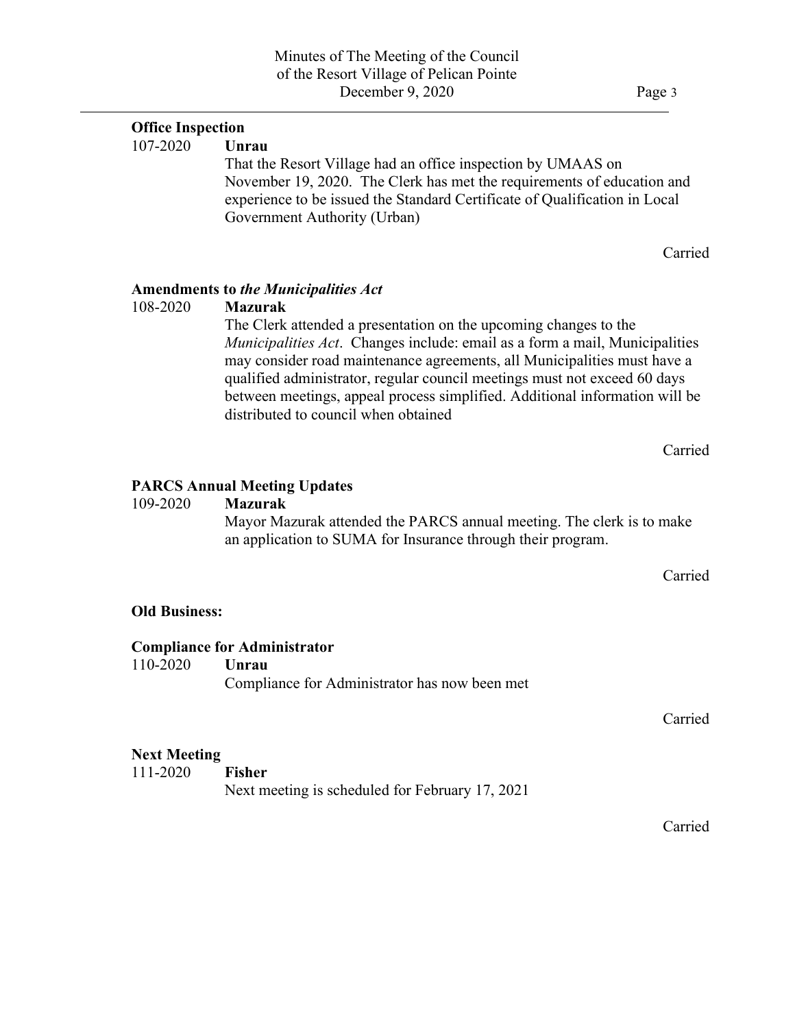**Office Inspection**

107-2020 **Unrau**

That the Resort Village had an office inspection by UMAAS on November 19, 2020. The Clerk has met the requirements of education and experience to be issued the Standard Certificate of Qualification in Local Government Authority (Urban)

Carried

**Amendments to *the Municipalities Act***

108-2020 **Mazurak**

The Clerk attended a presentation on the upcoming changes to the *Municipalities Act*. Changes include: email as a form a mail, Municipalities may consider road maintenance agreements, all Municipalities must have a qualified administrator, regular council meetings must not exceed 60 days between meetings, appeal process simplified. Additional information will be distributed to council when obtained

Carried

**PARCS Annual Meeting Updates**

109-2020 **Mazurak**

Mayor Mazurak attended the PARCS annual meeting. The clerk is to make an application to SUMA for Insurance through their program.

Carried

**Old Business:**

**Compliance for Administrator**

110-2020 **Unrau**

Compliance for Administrator has now been met

Carried

**Next Meeting**

111-2020 **Fisher**

Next meeting is scheduled for February 17, 2021

Carried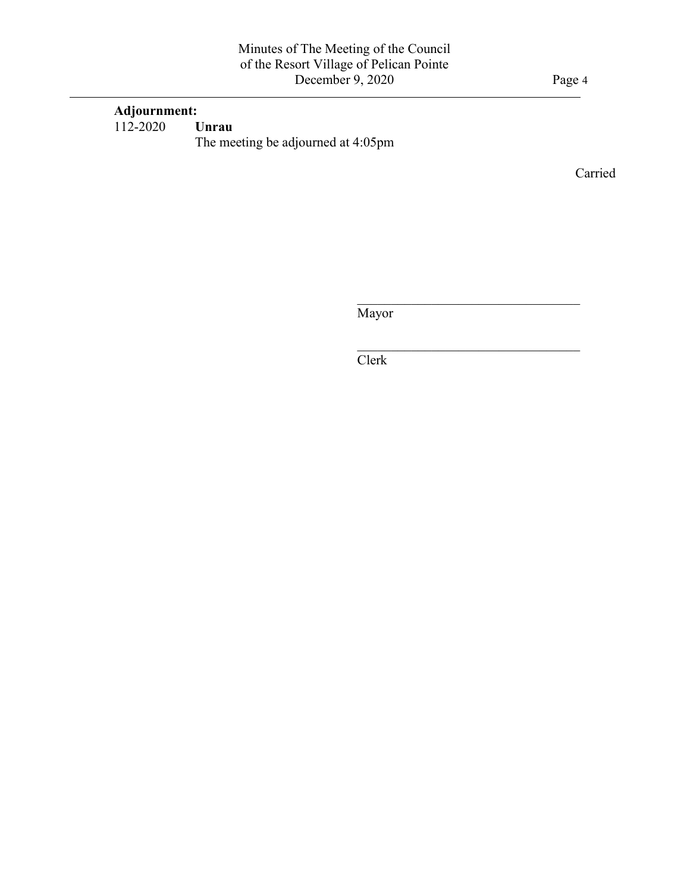**Adjournment:**

112-2020 **Unrau**

The meeting be adjourned at 4:05pm

Carried

\_\_\_\_\_\_\_\_\_\_\_\_\_\_\_\_\_\_\_\_\_\_\_\_\_\_\_\_\_\_\_\_\_\_

Mayor

\_\_\_\_\_\_\_\_\_\_\_\_\_\_\_\_\_\_\_\_\_\_\_\_\_\_\_\_\_\_\_\_\_\_

Clerk